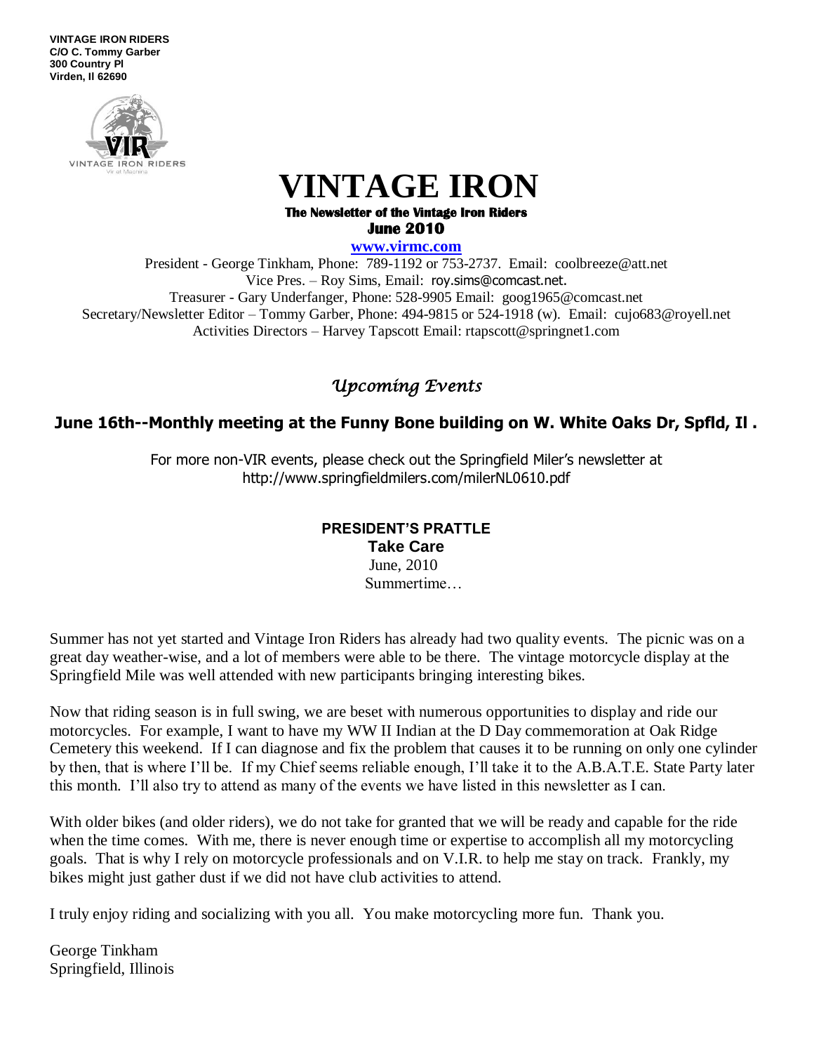**VINTAGE IRON RIDERS**
**C/O C. Tommy Garber**
**300 Country Pl**
**Virden, Il 62690**

# VINTAGE IRON

**The Newsletter of the Vintage Iron Riders**
**June 2010**

**www.virmc.com**

President - George Tinkham, Phone: 789-1192 or 753-2737. Email: coolbreeze@att.net
Vice Pres. – Roy Sims, Email: roy.sims@comcast.net.
Treasurer - Gary Underfanger, Phone: 528-9905 Email: goog1965@comcast.net
Secretary/Newsletter Editor – Tommy Garber, Phone: 494-9815 or 524-1918 (w). Email: cujo683@royell.net
Activities Directors – Harvey Tapscott Email: rtapscott@springnet1.com

## *Upcoming Events*

### June 16th--Monthly meeting at the Funny Bone building on W. White Oaks Dr, Spfld, Il .

For more non-VIR events, please check out the Springfield Miler's newsletter at http://www.springfieldmilers.com/milerNL0610.pdf

## PRESIDENT'S PRATTLE

### Take Care

June, 2010
Summertime…

Summer has not yet started and Vintage Iron Riders has already had two quality events. The picnic was on a great day weather-wise, and a lot of members were able to be there. The vintage motorcycle display at the Springfield Mile was well attended with new participants bringing interesting bikes.

Now that riding season is in full swing, we are beset with numerous opportunities to display and ride our motorcycles. For example, I want to have my WW II Indian at the D Day commemoration at Oak Ridge Cemetery this weekend. If I can diagnose and fix the problem that causes it to be running on only one cylinder by then, that is where I'll be. If my Chief seems reliable enough, I'll take it to the A.B.A.T.E. State Party later this month. I'll also try to attend as many of the events we have listed in this newsletter as I can.

With older bikes (and older riders), we do not take for granted that we will be ready and capable for the ride when the time comes. With me, there is never enough time or expertise to accomplish all my motorcycling goals. That is why I rely on motorcycle professionals and on V.I.R. to help me stay on track. Frankly, my bikes might just gather dust if we did not have club activities to attend.

I truly enjoy riding and socializing with you all. You make motorcycling more fun. Thank you.

George Tinkham
Springfield, Illinois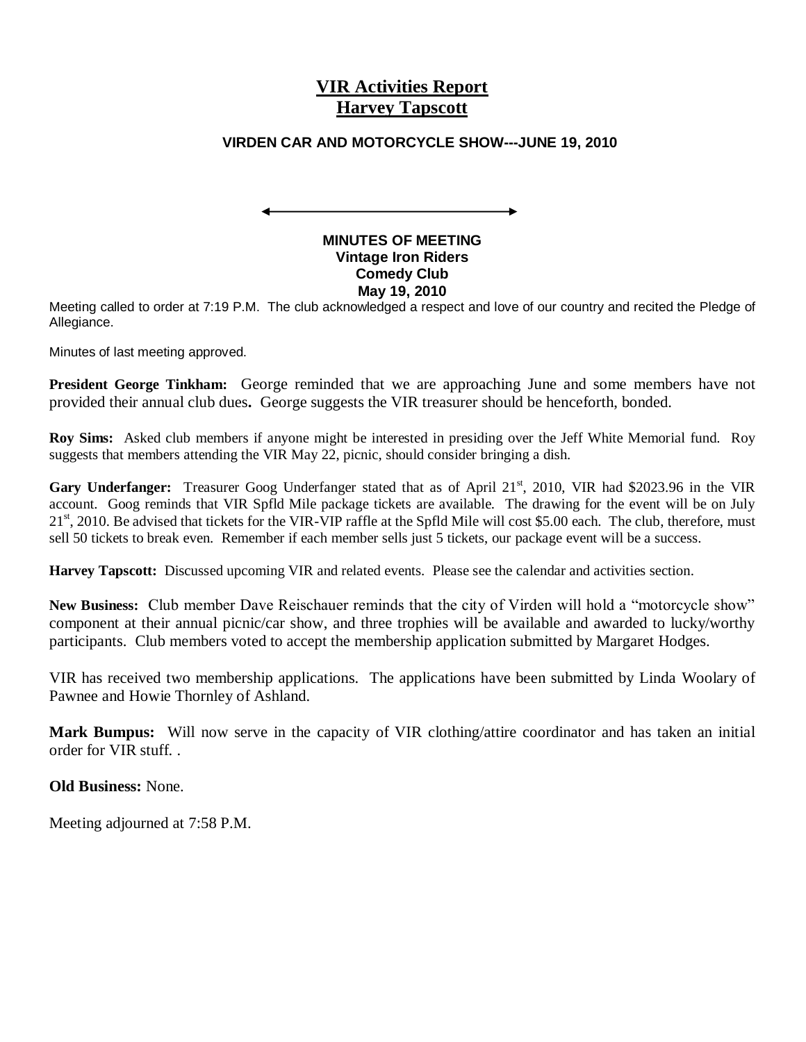# VIR Activities Report
# Harvey Tapscott

### VIRDEN CAR AND MOTORCYCLE SHOW---JUNE 19, 2010

**MINUTES OF MEETING**
**Vintage Iron Riders**
**Comedy Club**
**May 19, 2010**

Meeting called to order at 7:19 P.M. The club acknowledged a respect and love of our country and recited the Pledge of Allegiance.

Minutes of last meeting approved.

**President George Tinkham:** George reminded that we are approaching June and some members have not provided their annual club dues**.** George suggests the VIR treasurer should be henceforth, bonded.

**Roy Sims:** Asked club members if anyone might be interested in presiding over the Jeff White Memorial fund. Roy suggests that members attending the VIR May 22, picnic, should consider bringing a dish.

**Gary Underfanger:** Treasurer Goog Underfanger stated that as of April 21st, 2010, VIR had $2023.96 in the VIR account. Goog reminds that VIR Spfld Mile package tickets are available. The drawing for the event will be on July 21st, 2010. Be advised that tickets for the VIR-VIP raffle at the Spfld Mile will cost $5.00 each. The club, therefore, must sell 50 tickets to break even. Remember if each member sells just 5 tickets, our package event will be a success.

**Harvey Tapscott:** Discussed upcoming VIR and related events. Please see the calendar and activities section.

**New Business:** Club member Dave Reischauer reminds that the city of Virden will hold a "motorcycle show" component at their annual picnic/car show, and three trophies will be available and awarded to lucky/worthy participants. Club members voted to accept the membership application submitted by Margaret Hodges.

VIR has received two membership applications. The applications have been submitted by Linda Woolary of Pawnee and Howie Thornley of Ashland.

**Mark Bumpus:** Will now serve in the capacity of VIR clothing/attire coordinator and has taken an initial order for VIR stuff. .

**Old Business:** None.

Meeting adjourned at 7:58 P.M.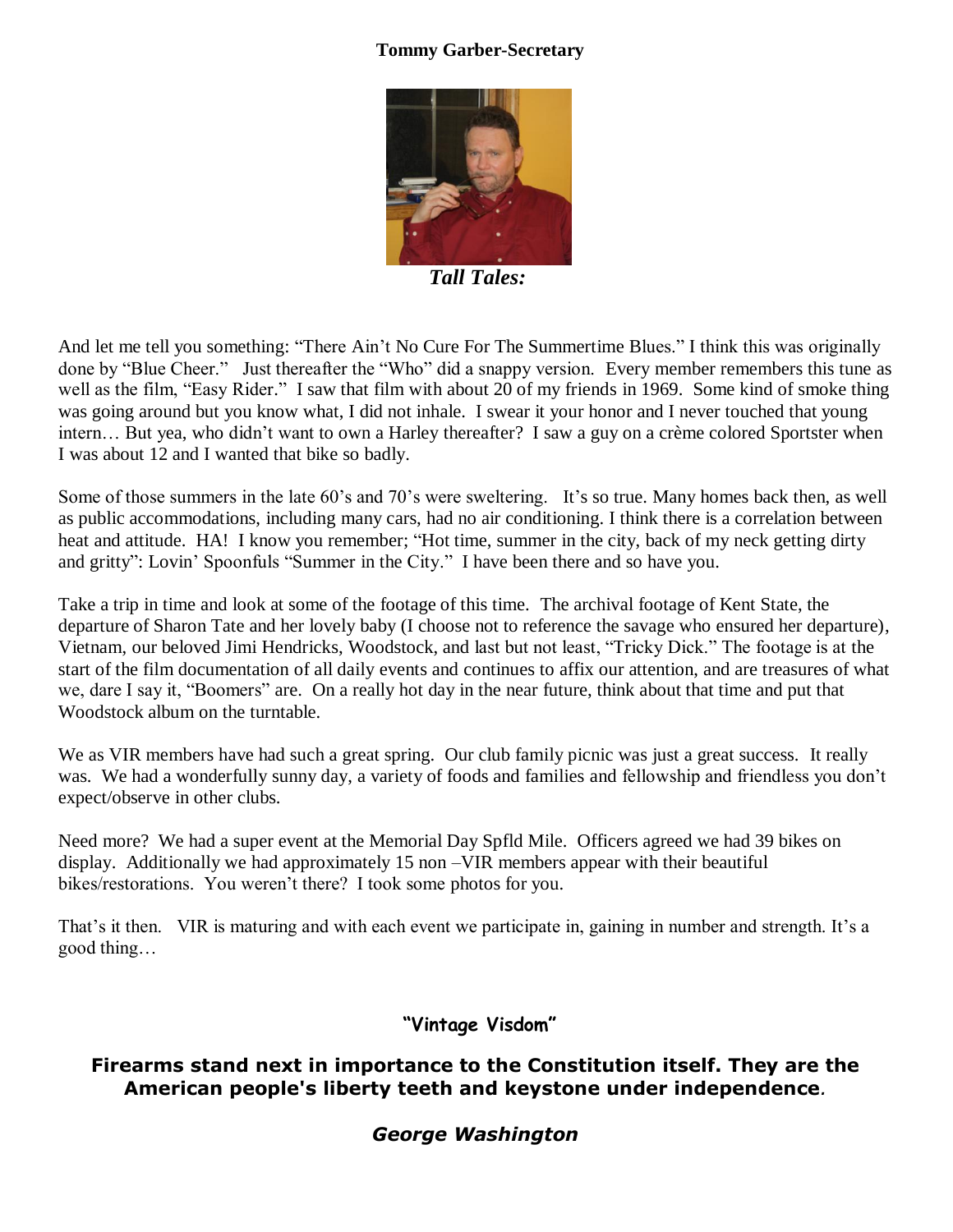**Tommy Garber-Secretary**

***Tall Tales:***

And let me tell you something: "There Ain't No Cure For The Summertime Blues." I think this was originally done by "Blue Cheer." Just thereafter the "Who" did a snappy version. Every member remembers this tune as well as the film, "Easy Rider." I saw that film with about 20 of my friends in 1969. Some kind of smoke thing was going around but you know what, I did not inhale. I swear it your honor and I never touched that young intern… But yea, who didn't want to own a Harley thereafter? I saw a guy on a crème colored Sportster when I was about 12 and I wanted that bike so badly.

Some of those summers in the late 60's and 70's were sweltering. It's so true. Many homes back then, as well as public accommodations, including many cars, had no air conditioning. I think there is a correlation between heat and attitude. HA! I know you remember; "Hot time, summer in the city, back of my neck getting dirty and gritty": Lovin' Spoonfuls "Summer in the City." I have been there and so have you.

Take a trip in time and look at some of the footage of this time. The archival footage of Kent State, the departure of Sharon Tate and her lovely baby (I choose not to reference the savage who ensured her departure), Vietnam, our beloved Jimi Hendricks, Woodstock, and last but not least, "Tricky Dick." The footage is at the start of the film documentation of all daily events and continues to affix our attention, and are treasures of what we, dare I say it, "Boomers" are. On a really hot day in the near future, think about that time and put that Woodstock album on the turntable.

We as VIR members have had such a great spring. Our club family picnic was just a great success. It really was. We had a wonderfully sunny day, a variety of foods and families and fellowship and friendless you don't expect/observe in other clubs.

Need more? We had a super event at the Memorial Day Spfld Mile. Officers agreed we had 39 bikes on display. Additionally we had approximately 15 non –VIR members appear with their beautiful bikes/restorations. You weren't there? I took some photos for you.

That's it then. VIR is maturing and with each event we participate in, gaining in number and strength. It's a good thing…

**"Vintage Visdom"**

**Firearms stand next in importance to the Constitution itself. They are the American people's liberty teeth and keystone under independence.**

***George Washington***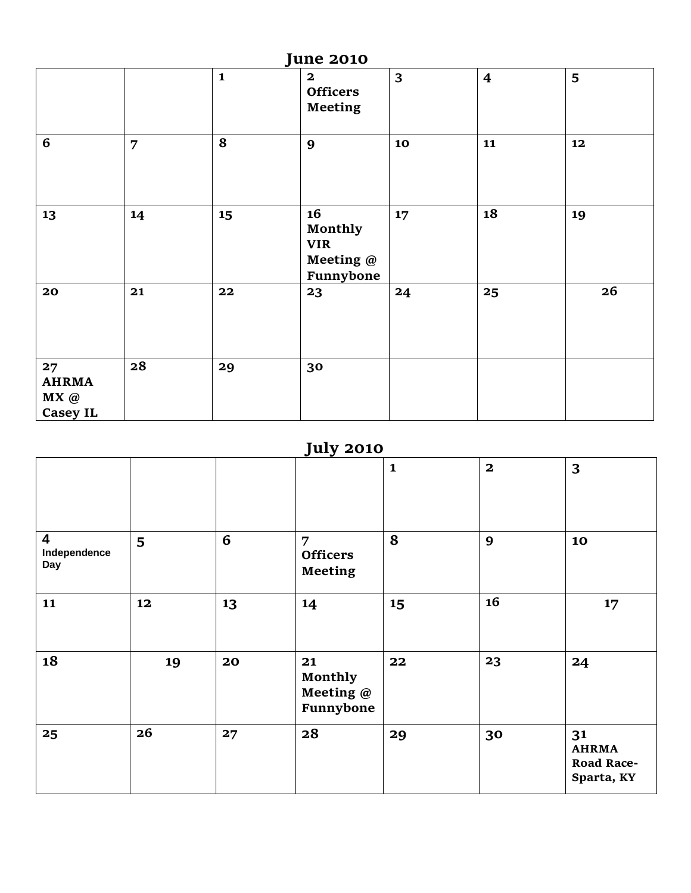## June 2010

| | | | | | | |
|---|---|---|---|---|---|---|
| | | 1 | 2 Officers Meeting | 3 | 4 | 5 |
| 6 | 7 | 8 | 9 | 10 | 11 | 12 |
| 13 | 14 | 15 | 16 Monthly VIR Meeting @ Funnybone | 17 | 18 | 19 |
| 20 | 21 | 22 | 23 | 24 | 25 | 26 |
| 27 AHRMA MX @ Casey IL | 28 | 29 | 30 | | | |

## July 2010

| | | | | | | |
|---|---|---|---|---|---|---|
| | | | | 1 | 2 | 3 |
| 4 Independence Day | 5 | 6 | 7 Officers Meeting | 8 | 9 | 10 |
| 11 | 12 | 13 | 14 | 15 | 16 | 17 |
| 18 | 19 | 20 | 21 Monthly Meeting @ Funnybone | 22 | 23 | 24 |
| 25 | 26 | 27 | 28 | 29 | 30 | 31 AHRMA Road Race- Sparta, KY |